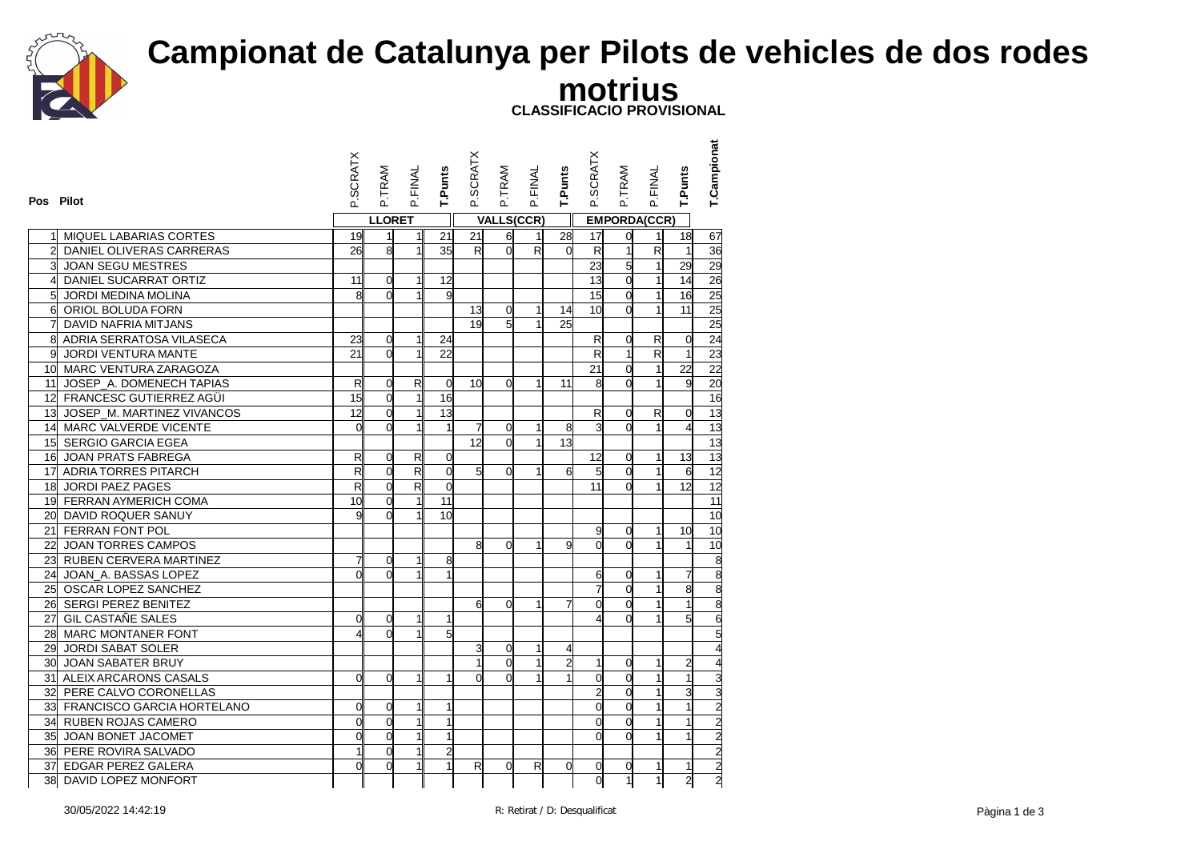# Campionat de Catalunya per Pilots de vehicles de dos rodes motrius

**CLASSIFICACIO PROVISIONAL**

| Pos | Pilot | P.SCRATX | P.TRAM | P.FINAL | T.Punts | P.SCRATX | P.TRAM | P.FINAL | T.Punts | P.SCRATX | P.TRAM | P.FINAL | T.Punts | T.Campionat |
|---|---|---|---|---|---|---|---|---|---|---|---|---|---|---|
| | | LLORET | | | | VALLS(CCR) | | | | EMPORDA(CCR) | | | | |
| 1 | MIQUEL LABARIAS CORTES | 19 | 1 | 1 | 21 | 21 | 6 | 1 | 28 | 17 | 0 | 1 | 18 | 67 |
| 2 | DANIEL OLIVERAS CARRERAS | 26 | 8 | 1 | 35 | R | 0 | R | 0 | R | 1 | R | 1 | 36 |
| 3 | JOAN SEGU MESTRES | | | | | | | | | 23 | 5 | 1 | 29 | 29 |
| 4 | DANIEL SUCARRAT ORTIZ | 11 | 0 | 1 | 12 | | | | | 13 | 0 | 1 | 14 | 26 |
| 5 | JORDI MEDINA MOLINA | 8 | 0 | 1 | 9 | | | | | 15 | 0 | 1 | 16 | 25 |
| 6 | ORIOL BOLUDA FORN | | | | | 13 | 0 | 1 | 14 | 10 | 0 | 1 | 11 | 25 |
| 7 | DAVID NAFRIA MITJANS | | | | | 19 | 5 | 1 | 25 | | | | | 25 |
| 8 | ADRIA SERRATOSA VILASECA | 23 | 0 | 1 | 24 | | | | | R | 0 | R | 0 | 24 |
| 9 | JORDI VENTURA MANTE | 21 | 0 | 1 | 22 | | | | | R | 1 | R | 1 | 23 |
| 10 | MARC VENTURA ZARAGOZA | | | | | | | | | 21 | 0 | 1 | 22 | 22 |
| 11 | JOSEP_A. DOMENECH TAPIAS | R | 0 | R | 0 | 10 | 0 | 1 | 11 | 8 | 0 | 1 | 9 | 20 |
| 12 | FRANCESC GUTIERREZ AGÜI | 15 | 0 | 1 | 16 | | | | | | | | | 16 |
| 13 | JOSEP_M. MARTINEZ VIVANCOS | 12 | 0 | 1 | 13 | | | | | R | 0 | R | 0 | 13 |
| 14 | MARC VALVERDE VICENTE | 0 | 0 | 1 | 1 | 7 | 0 | 1 | 8 | 3 | 0 | 1 | 4 | 13 |
| 15 | SERGIO GARCIA EGEA | | | | | 12 | 0 | 1 | 13 | | | | | 13 |
| 16 | JOAN PRATS FABREGA | R | 0 | R | 0 | | | | | 12 | 0 | 1 | 13 | 13 |
| 17 | ADRIA TORRES PITARCH | R | 0 | R | 0 | 5 | 0 | 1 | 6 | 5 | 0 | 1 | 6 | 12 |
| 18 | JORDI PAEZ PAGES | R | 0 | R | 0 | | | | | 11 | 0 | 1 | 12 | 12 |
| 19 | FERRAN AYMERICH COMA | 10 | 0 | 1 | 11 | | | | | | | | | 11 |
| 20 | DAVID ROQUER SANUY | 9 | 0 | 1 | 10 | | | | | | | | | 10 |
| 21 | FERRAN FONT POL | | | | | | | | | 9 | 0 | 1 | 10 | 10 |
| 22 | JOAN TORRES CAMPOS | | | | | 8 | 0 | 1 | 9 | 0 | 0 | 1 | 1 | 10 |
| 23 | RUBEN CERVERA MARTINEZ | 7 | 0 | 1 | 8 | | | | | | | | | 8 |
| 24 | JOAN_A. BASSAS LOPEZ | 0 | 0 | 1 | 1 | | | | | 6 | 0 | 1 | 7 | 8 |
| 25 | OSCAR LOPEZ SANCHEZ | | | | | | | | | 7 | 0 | 1 | 8 | 8 |
| 26 | SERGI PEREZ BENITEZ | | | | | 6 | 0 | 1 | 7 | 0 | 0 | 1 | 1 | 8 |
| 27 | GIL CASTAÑE SALES | 0 | 0 | 1 | 1 | | | | | 4 | 0 | 1 | 5 | 6 |
| 28 | MARC MONTANER FONT | 4 | 0 | 1 | 5 | | | | | | | | | 5 |
| 29 | JORDI SABAT SOLER | | | | | 3 | 0 | 1 | 4 | | | | | 4 |
| 30 | JOAN SABATER BRUY | | | | | 1 | 0 | 1 | 2 | 1 | 0 | 1 | 2 | 4 |
| 31 | ALEIX ARCARONS CASALS | 0 | 0 | 1 | 1 | 0 | 0 | 1 | 1 | 0 | 0 | 1 | 1 | 3 |
| 32 | PERE CALVO CORONELLAS | | | | | | | | | 2 | 0 | 1 | 3 | 3 |
| 33 | FRANCISCO GARCIA HORTELANO | 0 | 0 | 1 | 1 | | | | | 0 | 0 | 1 | 1 | 2 |
| 34 | RUBEN ROJAS CAMERO | 0 | 0 | 1 | 1 | | | | | 0 | 0 | 1 | 1 | 2 |
| 35 | JOAN BONET JACOMET | 0 | 0 | 1 | 1 | | | | | 0 | 0 | 1 | 1 | 2 |
| 36 | PERE ROVIRA SALVADO | 1 | 0 | 1 | 2 | | | | | | | | | 2 |
| 37 | EDGAR PEREZ GALERA | 0 | 0 | 1 | 1 | R | 0 | R | 0 | 0 | 0 | 1 | 1 | 2 |
| 38 | DAVID LOPEZ MONFORT | | | | | | | | | 0 | 1 | 1 | 2 | 2 |

30/05/2022 14:42:19

R: Retirat / D: Desqualificat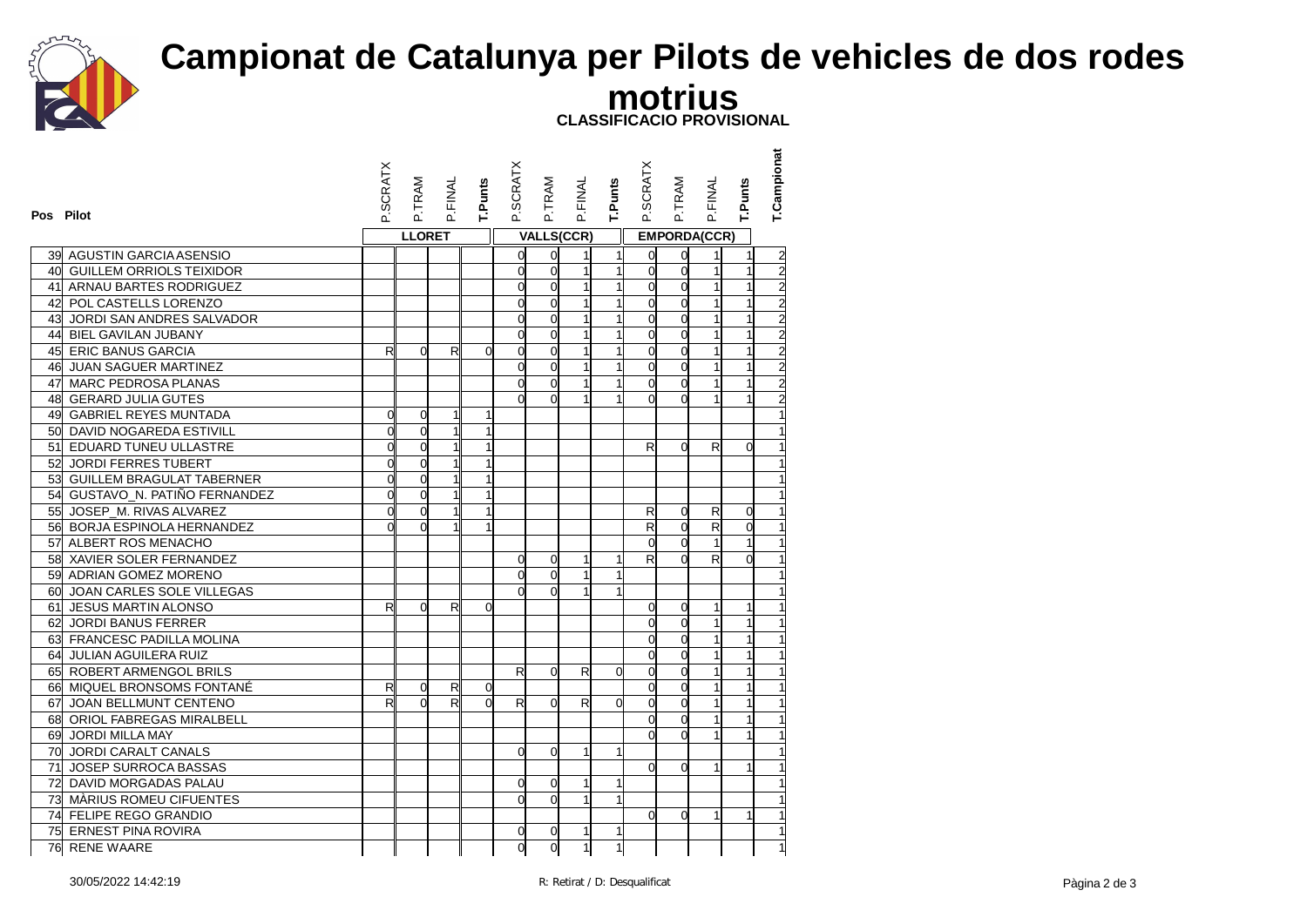# Campionat de Catalunya per Pilots de vehicles de dos rodes motrius

**CLASSIFICACIO PROVISIONAL**

| Pos | Pilot | P.SCRATX | P.TRAM | P.FINAL | T.Punts | P.SCRATX | P.TRAM | P.FINAL | T.Punts | P.SCRATX | P.TRAM | P.FINAL | T.Punts | T.Campionat |
|---|---|---|---|---|---|---|---|---|---|---|---|---|---|---|
| | | LLORET | | | | VALLS(CCR) | | | | EMPORDA(CCR) | | | | |
| 39 | AGUSTIN GARCIA ASENSIO | | | | | 0 | 0 | 1 | 1 | 0 | 0 | 1 | 1 | 2 |
| 40 | GUILLEM ORRIOLS TEIXIDOR | | | | | 0 | 0 | 1 | 1 | 0 | 0 | 1 | 1 | 2 |
| 41 | ARNAU BARTES RODRIGUEZ | | | | | 0 | 0 | 1 | 1 | 0 | 0 | 1 | 1 | 2 |
| 42 | POL CASTELLS LORENZO | | | | | 0 | 0 | 1 | 1 | 0 | 0 | 1 | 1 | 2 |
| 43 | JORDI SAN ANDRES SALVADOR | | | | | 0 | 0 | 1 | 1 | 0 | 0 | 1 | 1 | 2 |
| 44 | BIEL GAVILAN JUBANY | | | | | 0 | 0 | 1 | 1 | 0 | 0 | 1 | 1 | 2 |
| 45 | ERIC BANUS GARCIA | R | 0 | R | 0 | 0 | 0 | 1 | 1 | 0 | 0 | 1 | 1 | 2 |
| 46 | JUAN SAGUER MARTINEZ | | | | | 0 | 0 | 1 | 1 | 0 | 0 | 1 | 1 | 2 |
| 47 | MARC PEDROSA PLANAS | | | | | 0 | 0 | 1 | 1 | 0 | 0 | 1 | 1 | 2 |
| 48 | GERARD JULIA GUTES | | | | | 0 | 0 | 1 | 1 | 0 | 0 | 1 | 1 | 2 |
| 49 | GABRIEL REYES MUNTADA | 0 | 0 | 1 | 1 | | | | | | | | | 1 |
| 50 | DAVID NOGAREDA ESTIVILL | 0 | 0 | 1 | 1 | | | | | | | | | 1 |
| 51 | EDUARD TUNEU ULLASTRE | 0 | 0 | 1 | 1 | | | | | R | 0 | R | 0 | 1 |
| 52 | JORDI FERRES TUBERT | 0 | 0 | 1 | 1 | | | | | | | | | 1 |
| 53 | GUILLEM BRAGULAT TABERNER | 0 | 0 | 1 | 1 | | | | | | | | | 1 |
| 54 | GUSTAVO_N. PATIÑO FERNANDEZ | 0 | 0 | 1 | 1 | | | | | | | | | 1 |
| 55 | JOSEP_M. RIVAS ALVAREZ | 0 | 0 | 1 | 1 | | | | | R | 0 | R | 0 | 1 |
| 56 | BORJA ESPINOLA HERNANDEZ | 0 | 0 | 1 | 1 | | | | | R | 0 | R | 0 | 1 |
| 57 | ALBERT ROS MENACHO | | | | | | | | | 0 | 0 | 1 | 1 | 1 |
| 58 | XAVIER SOLER FERNANDEZ | | | | | 0 | 0 | 1 | 1 | R | 0 | R | 0 | 1 |
| 59 | ADRIAN GOMEZ MORENO | | | | | 0 | 0 | 1 | 1 | | | | | 1 |
| 60 | JOAN CARLES SOLE VILLEGAS | | | | | 0 | 0 | 1 | 1 | | | | | 1 |
| 61 | JESUS MARTIN ALONSO | R | 0 | R | 0 | | | | | 0 | 0 | 1 | 1 | 1 |
| 62 | JORDI BANUS FERRER | | | | | | | | | 0 | 0 | 1 | 1 | 1 |
| 63 | FRANCESC PADILLA MOLINA | | | | | | | | | 0 | 0 | 1 | 1 | 1 |
| 64 | JULIAN AGUILERA RUIZ | | | | | | | | | 0 | 0 | 1 | 1 | 1 |
| 65 | ROBERT ARMENGOL BRILS | | | | | R | 0 | R | 0 | 0 | 0 | 1 | 1 | 1 |
| 66 | MIQUEL BRONSOMS FONTANÉ | R | 0 | R | 0 | | | | | 0 | 0 | 1 | 1 | 1 |
| 67 | JOAN BELLMUNT CENTENO | R | 0 | R | 0 | R | 0 | R | 0 | 0 | 0 | 1 | 1 | 1 |
| 68 | ORIOL FABREGAS MIRALBELL | | | | | | | | | 0 | 0 | 1 | 1 | 1 |
| 69 | JORDI MILLA MAY | | | | | | | | | 0 | 0 | 1 | 1 | 1 |
| 70 | JORDI CARALT CANALS | | | | | 0 | 0 | 1 | 1 | | | | | 1 |
| 71 | JOSEP SURROCA BASSAS | | | | | | | | | 0 | 0 | 1 | 1 | 1 |
| 72 | DAVID MORGADAS PALAU | | | | | 0 | 0 | 1 | 1 | | | | | 1 |
| 73 | MÀRIUS ROMEU CIFUENTES | | | | | 0 | 0 | 1 | 1 | | | | | 1 |
| 74 | FELIPE REGO GRANDIO | | | | | | | | | 0 | 0 | 1 | 1 | 1 |
| 75 | ERNEST PINA ROVIRA | | | | | 0 | 0 | 1 | 1 | | | | | 1 |
| 76 | RENE WAARE | | | | | 0 | 0 | 1 | 1 | | | | | 1 |

30/05/2022 14:42:19

R: Retirat / D: Desqualificat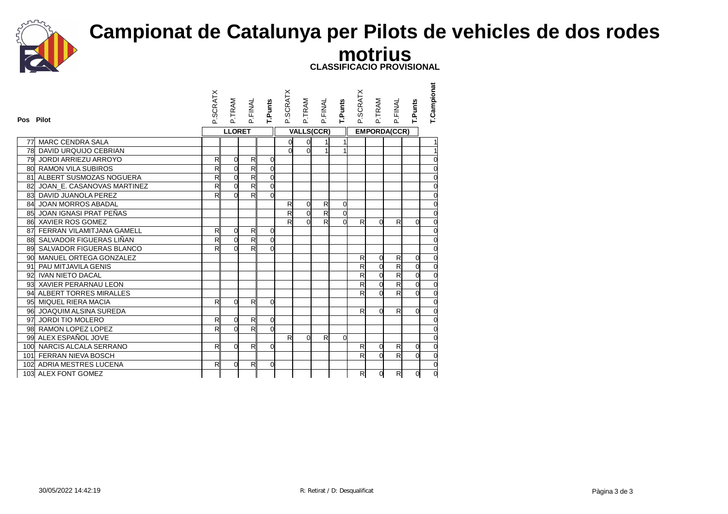# Campionat de Catalunya per Pilots de vehicles de dos rodes motrius

**CLASSIFICACIO PROVISIONAL**

| Pos | Pilot | P.SCRATX | P.TRAM | P.FINAL | T.Punts | P.SCRATX | P.TRAM | P.FINAL | T.Punts | P.SCRATX | P.TRAM | P.FINAL | T.Punts | T.Campionat |
|---|---|---|---|---|---|---|---|---|---|---|---|---|---|---|
| | | LLORET | | | | VALLS(CCR) | | | | EMPORDA(CCR) | | | | |
| 77 | MARC CENDRA SALA | | | | | 0 | 0 | 1 | 1 | | | | | 1 |
| 78 | DAVID URQUIJO CEBRIAN | | | | | 0 | 0 | 1 | 1 | | | | | 1 |
| 79 | JORDI ARRIEZU ARROYO | R | 0 | R | 0 | | | | | | | | | 0 |
| 80 | RAMON VILA SUBIROS | R | 0 | R | 0 | | | | | | | | | 0 |
| 81 | ALBERT SUSMOZAS NOGUERA | R | 0 | R | 0 | | | | | | | | | 0 |
| 82 | JOAN_E. CASANOVAS MARTINEZ | R | 0 | R | 0 | | | | | | | | | 0 |
| 83 | DAVID JUANOLA PEREZ | R | 0 | R | 0 | | | | | | | | | 0 |
| 84 | JOAN MORROS ABADAL | | | | | R | 0 | R | 0 | | | | | 0 |
| 85 | JOAN IGNASI PRAT PEÑAS | | | | | R | 0 | R | 0 | | | | | 0 |
| 86 | XAVIER ROS GOMEZ | | | | | R | 0 | R | 0 | R | 0 | R | 0 | 0 |
| 87 | FERRAN VILAMITJANA GAMELL | R | 0 | R | 0 | | | | | | | | | 0 |
| 88 | SALVADOR FIGUERAS LIÑAN | R | 0 | R | 0 | | | | | | | | | 0 |
| 89 | SALVADOR FIGUERAS BLANCO | R | 0 | R | 0 | | | | | | | | | 0 |
| 90 | MANUEL ORTEGA GONZALEZ | | | | | | | | | R | 0 | R | 0 | 0 |
| 91 | PAU MITJAVILA GENIS | | | | | | | | | R | 0 | R | 0 | 0 |
| 92 | IVAN NIETO DACAL | | | | | | | | | R | 0 | R | 0 | 0 |
| 93 | XAVIER PERARNAU LEON | | | | | | | | | R | 0 | R | 0 | 0 |
| 94 | ALBERT TORRES MIRALLES | | | | | | | | | R | 0 | R | 0 | 0 |
| 95 | MIQUEL RIERA MACIA | R | 0 | R | 0 | | | | | | | | | 0 |
| 96 | JOAQUIM ALSINA SUREDA | | | | | | | | | R | 0 | R | 0 | 0 |
| 97 | JORDI TIO MOLERO | R | 0 | R | 0 | | | | | | | | | 0 |
| 98 | RAMON LOPEZ LOPEZ | R | 0 | R | 0 | | | | | | | | | 0 |
| 99 | ALEX ESPAÑOL JOVE | | | | | R | 0 | R | 0 | | | | | 0 |
| 100 | NARCIS ALCALA SERRANO | R | 0 | R | 0 | | | | | R | 0 | R | 0 | 0 |
| 101 | FERRAN NIEVA BOSCH | | | | | | | | | R | 0 | R | 0 | 0 |
| 102 | ADRIA MESTRES LUCENA | R | 0 | R | 0 | | | | | | | | | 0 |
| 103 | ALEX FONT GOMEZ | | | | | | | | | R | 0 | R | 0 | 0 |

30/05/2022 14:42:19

R: Retirat / D: Desqualificat